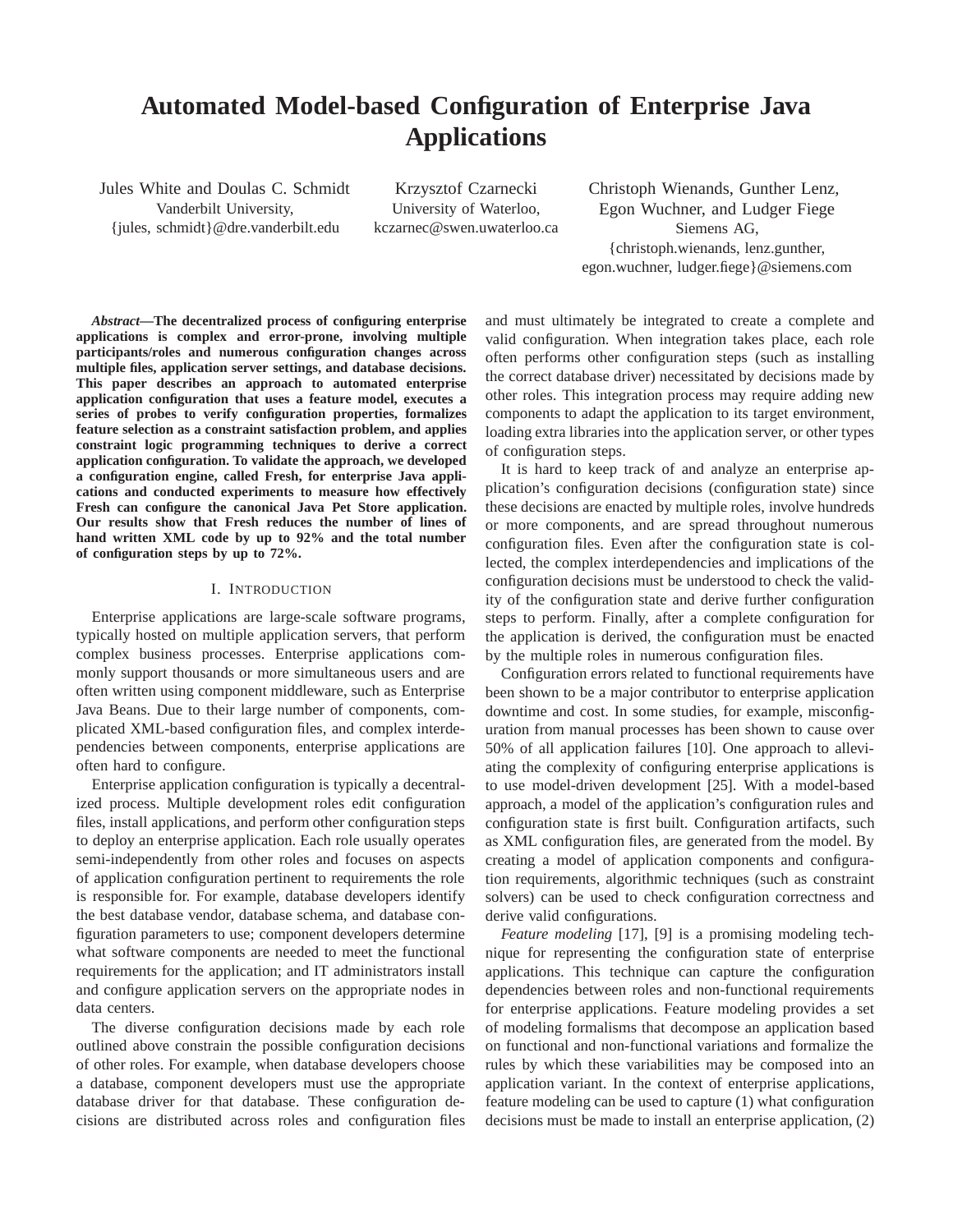# Automated Model-based Configuration of Enterprise Java Applications

Jules White and Doulas C. Schmidt
Vanderbilt University,
{jules, schmidt}@dre.vanderbilt.edu

Krzysztof Czarnecki
University of Waterloo,
kczarnec@swen.uwaterloo.ca

Christoph Wienands, Gunther Lenz, Egon Wuchner, and Ludger Fiege
Siemens AG,
{christoph.wienands, lenz.gunther, egon.wuchner, ludger.fiege}@siemens.com

***Abstract*—The decentralized process of configuring enterprise applications is complex and error-prone, involving multiple participants/roles and numerous configuration changes across multiple files, application server settings, and database decisions. This paper describes an approach to automated enterprise application configuration that uses a feature model, executes a series of probes to verify configuration properties, formalizes feature selection as a constraint satisfaction problem, and applies constraint logic programming techniques to derive a correct application configuration. To validate the approach, we developed a configuration engine, called Fresh, for enterprise Java applications and conducted experiments to measure how effectively Fresh can configure the canonical Java Pet Store application. Our results show that Fresh reduces the number of lines of hand written XML code by up to 92% and the total number of configuration steps by up to 72%.**

## I. Introduction

Enterprise applications are large-scale software programs, typically hosted on multiple application servers, that perform complex business processes. Enterprise applications commonly support thousands or more simultaneous users and are often written using component middleware, such as Enterprise Java Beans. Due to their large number of components, complicated XML-based configuration files, and complex interdependencies between components, enterprise applications are often hard to configure.

Enterprise application configuration is typically a decentralized process. Multiple development roles edit configuration files, install applications, and perform other configuration steps to deploy an enterprise application. Each role usually operates semi-independently from other roles and focuses on aspects of application configuration pertinent to requirements the role is responsible for. For example, database developers identify the best database vendor, database schema, and database configuration parameters to use; component developers determine what software components are needed to meet the functional requirements for the application; and IT administrators install and configure application servers on the appropriate nodes in data centers.

The diverse configuration decisions made by each role outlined above constrain the possible configuration decisions of other roles. For example, when database developers choose a database, component developers must use the appropriate database driver for that database. These configuration decisions are distributed across roles and configuration files and must ultimately be integrated to create a complete and valid configuration. When integration takes place, each role often performs other configuration steps (such as installing the correct database driver) necessitated by decisions made by other roles. This integration process may require adding new components to adapt the application to its target environment, loading extra libraries into the application server, or other types of configuration steps.

It is hard to keep track of and analyze an enterprise application's configuration decisions (configuration state) since these decisions are enacted by multiple roles, involve hundreds or more components, and are spread throughout numerous configuration files. Even after the configuration state is collected, the complex interdependencies and implications of the configuration decisions must be understood to check the validity of the configuration state and derive further configuration steps to perform. Finally, after a complete configuration for the application is derived, the configuration must be enacted by the multiple roles in numerous configuration files.

Configuration errors related to functional requirements have been shown to be a major contributor to enterprise application downtime and cost. In some studies, for example, misconfiguration from manual processes has been shown to cause over 50% of all application failures [10]. One approach to alleviating the complexity of configuring enterprise applications is to use model-driven development [25]. With a model-based approach, a model of the application's configuration rules and configuration state is first built. Configuration artifacts, such as XML configuration files, are generated from the model. By creating a model of application components and configuration requirements, algorithmic techniques (such as constraint solvers) can be used to check configuration correctness and derive valid configurations.

*Feature modeling* [17], [9] is a promising modeling technique for representing the configuration state of enterprise applications. This technique can capture the configuration dependencies between roles and non-functional requirements for enterprise applications. Feature modeling provides a set of modeling formalisms that decompose an application based on functional and non-functional variations and formalize the rules by which these variabilities may be composed into an application variant. In the context of enterprise applications, feature modeling can be used to capture (1) what configuration decisions must be made to install an enterprise application, (2)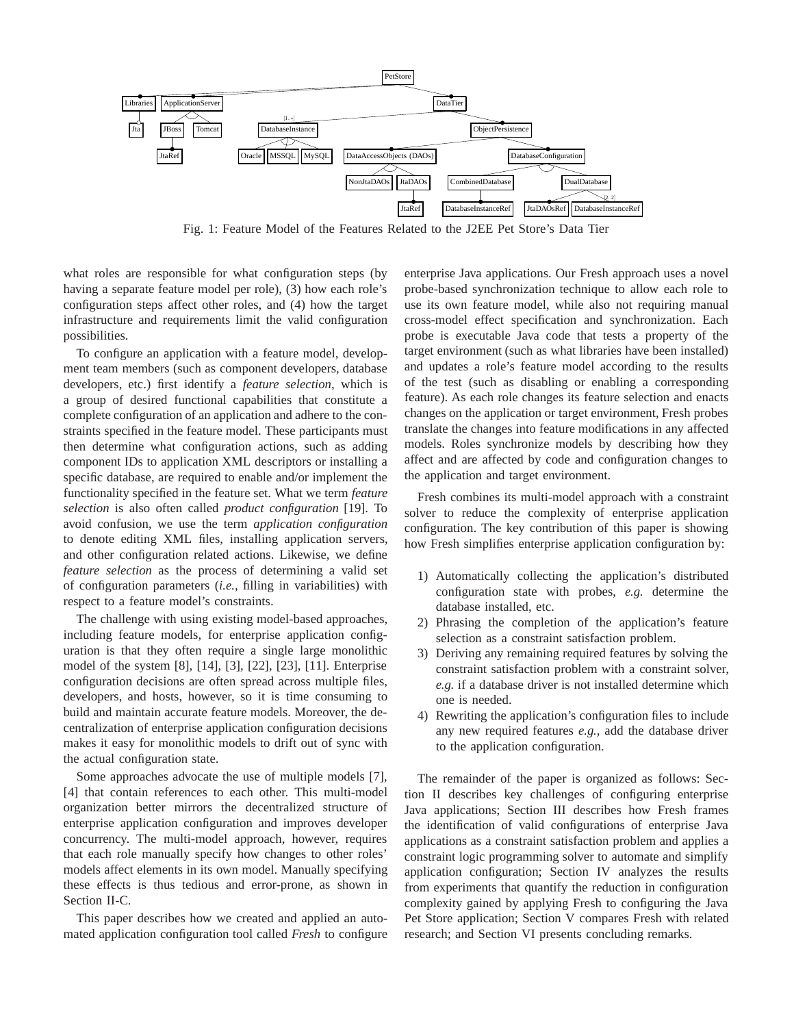Fig. 1: Feature Model of the Features Related to the J2EE Pet Store's Data Tier

what roles are responsible for what configuration steps (by having a separate feature model per role), (3) how each role's configuration steps affect other roles, and (4) how the target infrastructure and requirements limit the valid configuration possibilities.

To configure an application with a feature model, development team members (such as component developers, database developers, etc.) first identify a *feature selection*, which is a group of desired functional capabilities that constitute a complete configuration of an application and adhere to the constraints specified in the feature model. These participants must then determine what configuration actions, such as adding component IDs to application XML descriptors or installing a specific database, are required to enable and/or implement the functionality specified in the feature set. What we term *feature selection* is also often called *product configuration* [19]. To avoid confusion, we use the term *application configuration* to denote editing XML files, installing application servers, and other configuration related actions. Likewise, we define *feature selection* as the process of determining a valid set of configuration parameters (*i.e.*, filling in variabilities) with respect to a feature model's constraints.

The challenge with using existing model-based approaches, including feature models, for enterprise application configuration is that they often require a single large monolithic model of the system [8], [14], [3], [22], [23], [11]. Enterprise configuration decisions are often spread across multiple files, developers, and hosts, however, so it is time consuming to build and maintain accurate feature models. Moreover, the decentralization of enterprise application configuration decisions makes it easy for monolithic models to drift out of sync with the actual configuration state.

Some approaches advocate the use of multiple models [7], [4] that contain references to each other. This multi-model organization better mirrors the decentralized structure of enterprise application configuration and improves developer concurrency. The multi-model approach, however, requires that each role manually specify how changes to other roles' models affect elements in its own model. Manually specifying these effects is thus tedious and error-prone, as shown in Section II-C.

This paper describes how we created and applied an automated application configuration tool called *Fresh* to configure enterprise Java applications. Our Fresh approach uses a novel probe-based synchronization technique to allow each role to use its own feature model, while also not requiring manual cross-model effect specification and synchronization. Each probe is executable Java code that tests a property of the target environment (such as what libraries have been installed) and updates a role's feature model according to the results of the test (such as disabling or enabling a corresponding feature). As each role changes its feature selection and enacts changes on the application or target environment, Fresh probes translate the changes into feature modifications in any affected models. Roles synchronize models by describing how they affect and are affected by code and configuration changes to the application and target environment.

Fresh combines its multi-model approach with a constraint solver to reduce the complexity of enterprise application configuration. The key contribution of this paper is showing how Fresh simplifies enterprise application configuration by:

1) Automatically collecting the application's distributed configuration state with probes, *e.g.* determine the database installed, etc.
2) Phrasing the completion of the application's feature selection as a constraint satisfaction problem.
3) Deriving any remaining required features by solving the constraint satisfaction problem with a constraint solver, *e.g.* if a database driver is not installed determine which one is needed.
4) Rewriting the application's configuration files to include any new required features *e.g.*, add the database driver to the application configuration.

The remainder of the paper is organized as follows: Section II describes key challenges of configuring enterprise Java applications; Section III describes how Fresh frames the identification of valid configurations of enterprise Java applications as a constraint satisfaction problem and applies a constraint logic programming solver to automate and simplify application configuration; Section IV analyzes the results from experiments that quantify the reduction in configuration complexity gained by applying Fresh to configuring the Java Pet Store application; Section V compares Fresh with related research; and Section VI presents concluding remarks.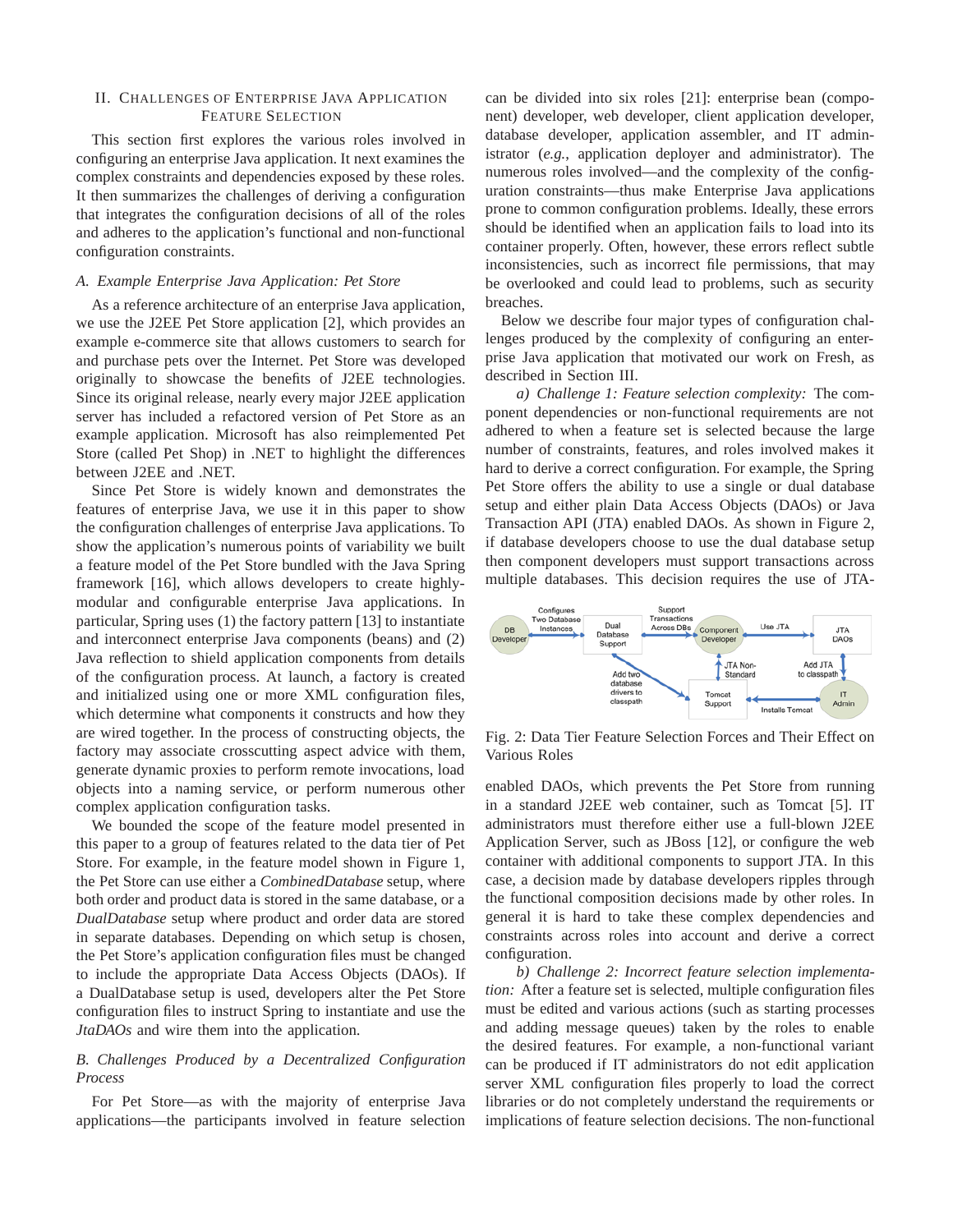## II. Challenges of Enterprise Java Application Feature Selection

This section first explores the various roles involved in configuring an enterprise Java application. It next examines the complex constraints and dependencies exposed by these roles. It then summarizes the challenges of deriving a configuration that integrates the configuration decisions of all of the roles and adheres to the application's functional and non-functional configuration constraints.

### *A. Example Enterprise Java Application: Pet Store*

As a reference architecture of an enterprise Java application, we use the J2EE Pet Store application [2], which provides an example e-commerce site that allows customers to search for and purchase pets over the Internet. Pet Store was developed originally to showcase the benefits of J2EE technologies. Since its original release, nearly every major J2EE application server has included a refactored version of Pet Store as an example application. Microsoft has also reimplemented Pet Store (called Pet Shop) in .NET to highlight the differences between J2EE and .NET.

Since Pet Store is widely known and demonstrates the features of enterprise Java, we use it in this paper to show the configuration challenges of enterprise Java applications. To show the application's numerous points of variability we built a feature model of the Pet Store bundled with the Java Spring framework [16], which allows developers to create highly-modular and configurable enterprise Java applications. In particular, Spring uses (1) the factory pattern [13] to instantiate and interconnect enterprise Java components (beans) and (2) Java reflection to shield application components from details of the configuration process. At launch, a factory is created and initialized using one or more XML configuration files, which determine what components it constructs and how they are wired together. In the process of constructing objects, the factory may associate crosscutting aspect advice with them, generate dynamic proxies to perform remote invocations, load objects into a naming service, or perform numerous other complex application configuration tasks.

We bounded the scope of the feature model presented in this paper to a group of features related to the data tier of Pet Store. For example, in the feature model shown in Figure 1, the Pet Store can use either a *CombinedDatabase* setup, where both order and product data is stored in the same database, or a *DualDatabase* setup where product and order data are stored in separate databases. Depending on which setup is chosen, the Pet Store's application configuration files must be changed to include the appropriate Data Access Objects (DAOs). If a DualDatabase setup is used, developers alter the Pet Store configuration files to instruct Spring to instantiate and use the *JtaDAOs* and wire them into the application.

### *B. Challenges Produced by a Decentralized Configuration Process*

For Pet Store—as with the majority of enterprise Java applications—the participants involved in feature selection can be divided into six roles [21]: enterprise bean (component) developer, web developer, client application developer, database developer, application assembler, and IT administrator (*e.g.*, application deployer and administrator). The numerous roles involved—and the complexity of the configuration constraints—thus make Enterprise Java applications prone to common configuration problems. Ideally, these errors should be identified when an application fails to load into its container properly. Often, however, these errors reflect subtle inconsistencies, such as incorrect file permissions, that may be overlooked and could lead to problems, such as security breaches.

Below we describe four major types of configuration challenges produced by the complexity of configuring an enterprise Java application that motivated our work on Fresh, as described in Section III.

*a) Challenge 1: Feature selection complexity:* The component dependencies or non-functional requirements are not adhered to when a feature set is selected because the large number of constraints, features, and roles involved makes it hard to derive a correct configuration. For example, the Spring Pet Store offers the ability to use a single or dual database setup and either plain Data Access Objects (DAOs) or Java Transaction API (JTA) enabled DAOs. As shown in Figure 2, if database developers choose to use the dual database setup then component developers must support transactions across multiple databases. This decision requires the use of JTA-enabled DAOs, which prevents the Pet Store from running in a standard J2EE web container, such as Tomcat [5]. IT administrators must therefore either use a full-blown J2EE Application Server, such as JBoss [12], or configure the web container with additional components to support JTA. In this case, a decision made by database developers ripples through the functional composition decisions made by other roles. In general it is hard to take these complex dependencies and constraints across roles into account and derive a correct configuration.

Fig. 2: Data Tier Feature Selection Forces and Their Effect on Various Roles

*b) Challenge 2: Incorrect feature selection implementation:* After a feature set is selected, multiple configuration files must be edited and various actions (such as starting processes and adding message queues) taken by the roles to enable the desired features. For example, a non-functional variant can be produced if IT administrators do not edit application server XML configuration files properly to load the correct libraries or do not completely understand the requirements or implications of feature selection decisions. The non-functional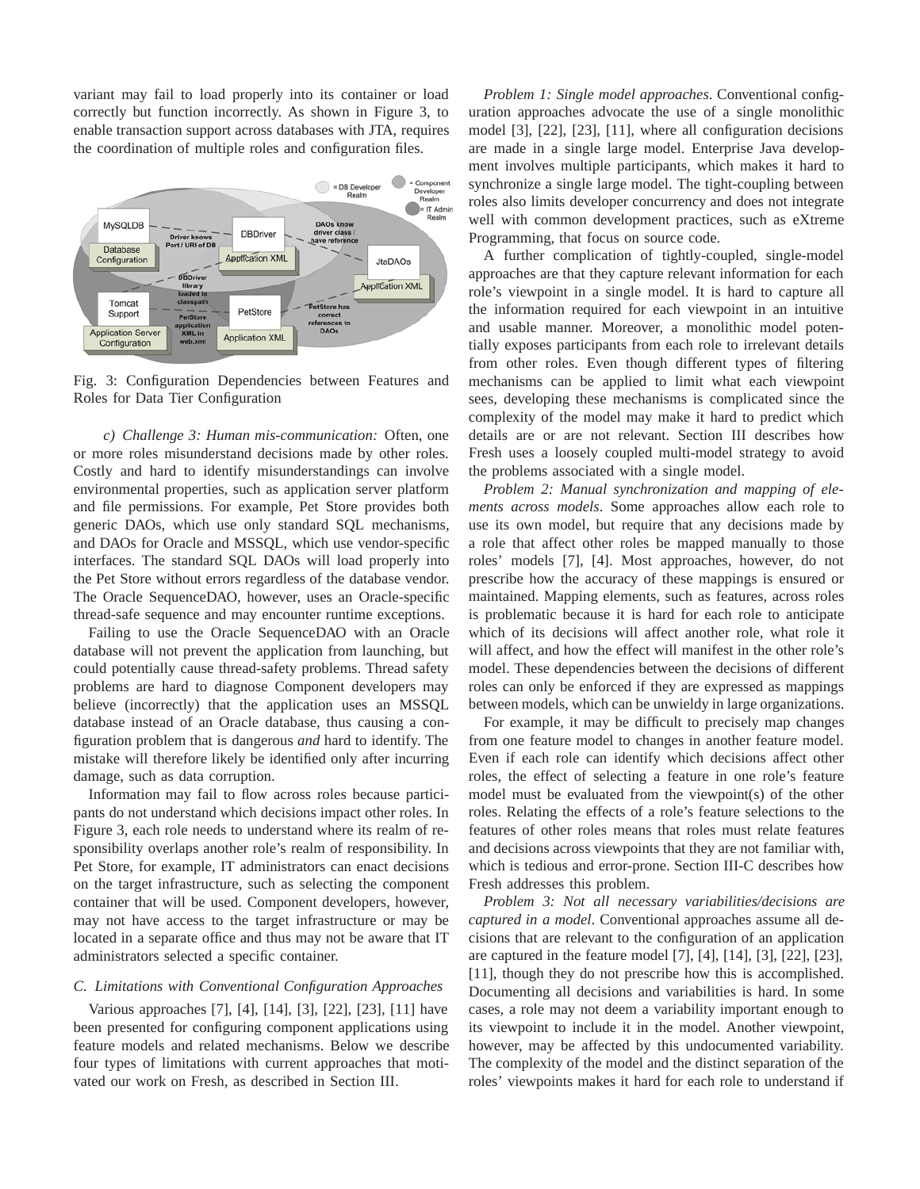variant may fail to load properly into its container or load correctly but function incorrectly. As shown in Figure 3, to enable transaction support across databases with JTA, requires the coordination of multiple roles and configuration files.

Fig. 3: Configuration Dependencies between Features and Roles for Data Tier Configuration

*c) Challenge 3: Human mis-communication:* Often, one or more roles misunderstand decisions made by other roles. Costly and hard to identify misunderstandings can involve environmental properties, such as application server platform and file permissions. For example, Pet Store provides both generic DAOs, which use only standard SQL mechanisms, and DAOs for Oracle and MSSQL, which use vendor-specific interfaces. The standard SQL DAOs will load properly into the Pet Store without errors regardless of the database vendor. The Oracle SequenceDAO, however, uses an Oracle-specific thread-safe sequence and may encounter runtime exceptions.

Failing to use the Oracle SequenceDAO with an Oracle database will not prevent the application from launching, but could potentially cause thread-safety problems. Thread safety problems are hard to diagnose Component developers may believe (incorrectly) that the application uses an MSSQL database instead of an Oracle database, thus causing a configuration problem that is dangerous *and* hard to identify. The mistake will therefore likely be identified only after incurring damage, such as data corruption.

Information may fail to flow across roles because participants do not understand which decisions impact other roles. In Figure 3, each role needs to understand where its realm of responsibility overlaps another role's realm of responsibility. In Pet Store, for example, IT administrators can enact decisions on the target infrastructure, such as selecting the component container that will be used. Component developers, however, may not have access to the target infrastructure or may be located in a separate office and thus may not be aware that IT administrators selected a specific container.

### C. Limitations with Conventional Configuration Approaches

Various approaches [7], [4], [14], [3], [22], [23], [11] have been presented for configuring component applications using feature models and related mechanisms. Below we describe four types of limitations with current approaches that motivated our work on Fresh, as described in Section III.

*Problem 1: Single model approaches*. Conventional configuration approaches advocate the use of a single monolithic model [3], [22], [23], [11], where all configuration decisions are made in a single large model. Enterprise Java development involves multiple participants, which makes it hard to synchronize a single large model. The tight-coupling between roles also limits developer concurrency and does not integrate well with common development practices, such as eXtreme Programming, that focus on source code.

A further complication of tightly-coupled, single-model approaches are that they capture relevant information for each role's viewpoint in a single model. It is hard to capture all the information required for each viewpoint in an intuitive and usable manner. Moreover, a monolithic model potentially exposes participants from each role to irrelevant details from other roles. Even though different types of filtering mechanisms can be applied to limit what each viewpoint sees, developing these mechanisms is complicated since the complexity of the model may make it hard to predict which details are or are not relevant. Section III describes how Fresh uses a loosely coupled multi-model strategy to avoid the problems associated with a single model.

*Problem 2: Manual synchronization and mapping of elements across models*. Some approaches allow each role to use its own model, but require that any decisions made by a role that affect other roles be mapped manually to those roles' models [7], [4]. Most approaches, however, do not prescribe how the accuracy of these mappings is ensured or maintained. Mapping elements, such as features, across roles is problematic because it is hard for each role to anticipate which of its decisions will affect another role, what role it will affect, and how the effect will manifest in the other role's model. These dependencies between the decisions of different roles can only be enforced if they are expressed as mappings between models, which can be unwieldy in large organizations.

For example, it may be difficult to precisely map changes from one feature model to changes in another feature model. Even if each role can identify which decisions affect other roles, the effect of selecting a feature in one role's feature model must be evaluated from the viewpoint(s) of the other roles. Relating the effects of a role's feature selections to the features of other roles means that roles must relate features and decisions across viewpoints that they are not familiar with, which is tedious and error-prone. Section III-C describes how Fresh addresses this problem.

*Problem 3: Not all necessary variabilities/decisions are captured in a model*. Conventional approaches assume all decisions that are relevant to the configuration of an application are captured in the feature model [7], [4], [14], [3], [22], [23], [11], though they do not prescribe how this is accomplished. Documenting all decisions and variabilities is hard. In some cases, a role may not deem a variability important enough to its viewpoint to include it in the model. Another viewpoint, however, may be affected by this undocumented variability. The complexity of the model and the distinct separation of the roles' viewpoints makes it hard for each role to understand if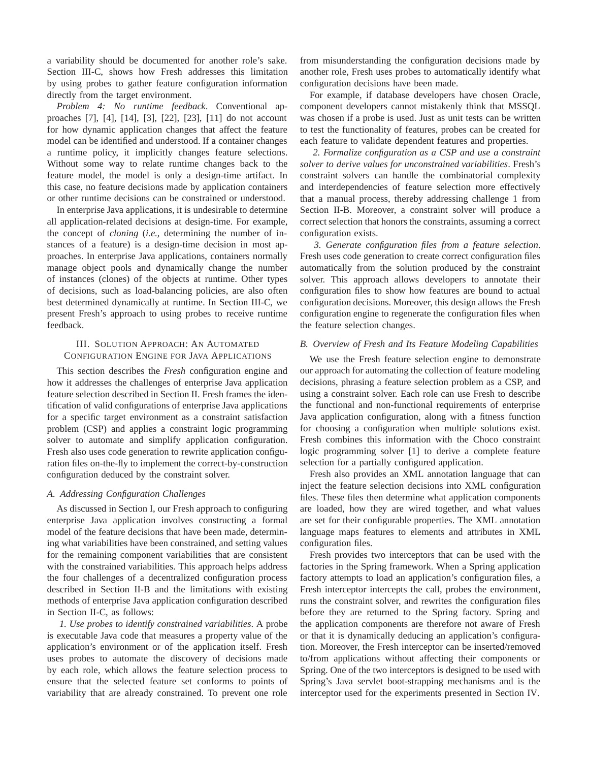a variability should be documented for another role's sake. Section III-C, shows how Fresh addresses this limitation by using probes to gather feature configuration information directly from the target environment.

*Problem 4: No runtime feedback*. Conventional approaches [7], [4], [14], [3], [22], [23], [11] do not account for how dynamic application changes that affect the feature model can be identified and understood. If a container changes a runtime policy, it implicitly changes feature selections. Without some way to relate runtime changes back to the feature model, the model is only a design-time artifact. In this case, no feature decisions made by application containers or other runtime decisions can be constrained or understood.

In enterprise Java applications, it is undesirable to determine all application-related decisions at design-time. For example, the concept of *cloning* (*i.e.*, determining the number of instances of a feature) is a design-time decision in most approaches. In enterprise Java applications, containers normally manage object pools and dynamically change the number of instances (clones) of the objects at runtime. Other types of decisions, such as load-balancing policies, are also often best determined dynamically at runtime. In Section III-C, we present Fresh's approach to using probes to receive runtime feedback.

## III. Solution Approach: An Automated Configuration Engine for Java Applications

This section describes the *Fresh* configuration engine and how it addresses the challenges of enterprise Java application feature selection described in Section II. Fresh frames the identification of valid configurations of enterprise Java applications for a specific target environment as a constraint satisfaction problem (CSP) and applies a constraint logic programming solver to automate and simplify application configuration. Fresh also uses code generation to rewrite application configuration files on-the-fly to implement the correct-by-construction configuration deduced by the constraint solver.

### A. Addressing Configuration Challenges

As discussed in Section I, our Fresh approach to configuring enterprise Java application involves constructing a formal model of the feature decisions that have been made, determining what variabilities have been constrained, and setting values for the remaining component variabilities that are consistent with the constrained variabilities. This approach helps address the four challenges of a decentralized configuration process described in Section II-B and the limitations with existing methods of enterprise Java application configuration described in Section II-C, as follows:

*1. Use probes to identify constrained variabilities*. A probe is executable Java code that measures a property value of the application's environment or of the application itself. Fresh uses probes to automate the discovery of decisions made by each role, which allows the feature selection process to ensure that the selected feature set conforms to points of variability that are already constrained. To prevent one role from misunderstanding the configuration decisions made by another role, Fresh uses probes to automatically identify what configuration decisions have been made.

For example, if database developers have chosen Oracle, component developers cannot mistakenly think that MSSQL was chosen if a probe is used. Just as unit tests can be written to test the functionality of features, probes can be created for each feature to validate dependent features and properties.

*2. Formalize configuration as a CSP and use a constraint solver to derive values for unconstrained variabilities*. Fresh's constraint solvers can handle the combinatorial complexity and interdependencies of feature selection more effectively that a manual process, thereby addressing challenge 1 from Section II-B. Moreover, a constraint solver will produce a correct selection that honors the constraints, assuming a correct configuration exists.

*3. Generate configuration files from a feature selection*. Fresh uses code generation to create correct configuration files automatically from the solution produced by the constraint solver. This approach allows developers to annotate their configuration files to show how features are bound to actual configuration decisions. Moreover, this design allows the Fresh configuration engine to regenerate the configuration files when the feature selection changes.

### B. Overview of Fresh and Its Feature Modeling Capabilities

We use the Fresh feature selection engine to demonstrate our approach for automating the collection of feature modeling decisions, phrasing a feature selection problem as a CSP, and using a constraint solver. Each role can use Fresh to describe the functional and non-functional requirements of enterprise Java application configuration, along with a fitness function for choosing a configuration when multiple solutions exist. Fresh combines this information with the Choco constraint logic programming solver [1] to derive a complete feature selection for a partially configured application.

Fresh also provides an XML annotation language that can inject the feature selection decisions into XML configuration files. These files then determine what application components are loaded, how they are wired together, and what values are set for their configurable properties. The XML annotation language maps features to elements and attributes in XML configuration files.

Fresh provides two interceptors that can be used with the factories in the Spring framework. When a Spring application factory attempts to load an application's configuration files, a Fresh interceptor intercepts the call, probes the environment, runs the constraint solver, and rewrites the configuration files before they are returned to the Spring factory. Spring and the application components are therefore not aware of Fresh or that it is dynamically deducing an application's configuration. Moreover, the Fresh interceptor can be inserted/removed to/from applications without affecting their components or Spring. One of the two interceptors is designed to be used with Spring's Java servlet boot-strapping mechanisms and is the interceptor used for the experiments presented in Section IV.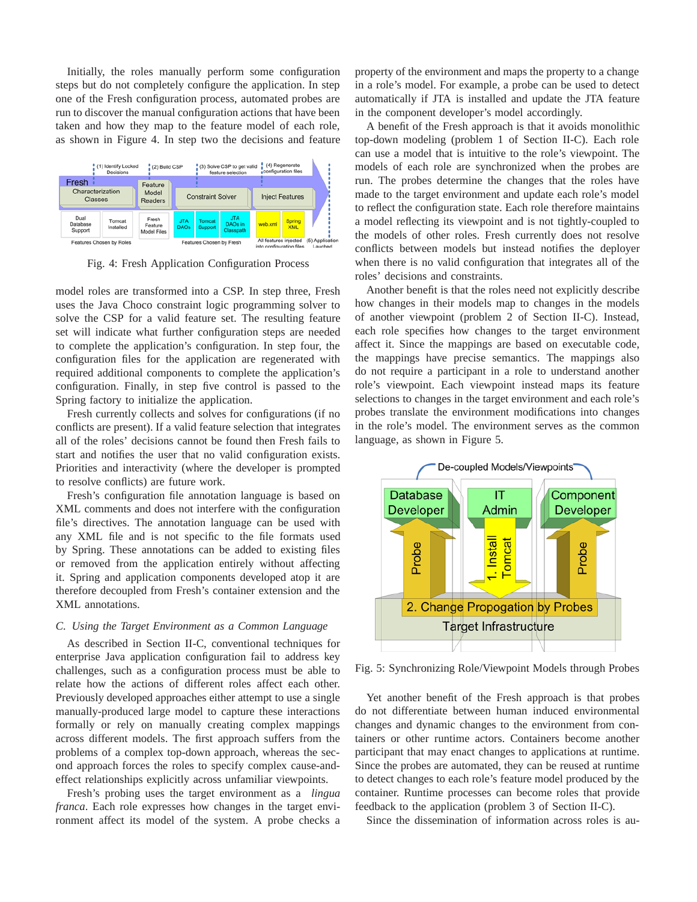Initially, the roles manually perform some configuration steps but do not completely configure the application. In step one of the Fresh configuration process, automated probes are run to discover the manual configuration actions that have been taken and how they map to the feature model of each role, as shown in Figure 4. In step two the decisions and feature model roles are transformed into a CSP. In step three, Fresh uses the Java Choco constraint logic programming solver to solve the CSP for a valid feature set. The resulting feature set will indicate what further configuration steps are needed to complete the application's configuration. In step four, the configuration files for the application are regenerated with required additional components to complete the application's configuration. Finally, in step five control is passed to the Spring factory to initialize the application.

Fig. 4: Fresh Application Configuration Process

Fresh currently collects and solves for configurations (if no conflicts are present). If a valid feature selection that integrates all of the roles' decisions cannot be found then Fresh fails to start and notifies the user that no valid configuration exists. Priorities and interactivity (where the developer is prompted to resolve conflicts) are future work.

Fresh's configuration file annotation language is based on XML comments and does not interfere with the configuration file's directives. The annotation language can be used with any XML file and is not specific to the file formats used by Spring. These annotations can be added to existing files or removed from the application entirely without affecting it. Spring and application components developed atop it are therefore decoupled from Fresh's container extension and the XML annotations.

### C. Using the Target Environment as a Common Language

As described in Section II-C, conventional techniques for enterprise Java application configuration fail to address key challenges, such as a configuration process must be able to relate how the actions of different roles affect each other. Previously developed approaches either attempt to use a single manually-produced large model to capture these interactions formally or rely on manually creating complex mappings across different models. The first approach suffers from the problems of a complex top-down approach, whereas the second approach forces the roles to specify complex cause-and-effect relationships explicitly across unfamiliar viewpoints.

Fresh's probing uses the target environment as a *lingua franca*. Each role expresses how changes in the target environment affect its model of the system. A probe checks a property of the environment and maps the property to a change in a role's model. For example, a probe can be used to detect automatically if JTA is installed and update the JTA feature in the component developer's model accordingly.

A benefit of the Fresh approach is that it avoids monolithic top-down modeling (problem 1 of Section II-C). Each role can use a model that is intuitive to the role's viewpoint. The models of each role are synchronized when the probes are run. The probes determine the changes that the roles have made to the target environment and update each role's model to reflect the configuration state. Each role therefore maintains a model reflecting its viewpoint and is not tightly-coupled to the models of other roles. Fresh currently does not resolve conflicts between models but instead notifies the deployer when there is no valid configuration that integrates all of the roles' decisions and constraints.

Another benefit is that the roles need not explicitly describe how changes in their models map to changes in the models of another viewpoint (problem 2 of Section II-C). Instead, each role specifies how changes to the target environment affect it. Since the mappings are based on executable code, the mappings have precise semantics. The mappings also do not require a participant in a role to understand another role's viewpoint. Each viewpoint instead maps its feature selections to changes in the target environment and each role's probes translate the environment modifications into changes in the role's model. The environment serves as the common language, as shown in Figure 5.

Fig. 5: Synchronizing Role/Viewpoint Models through Probes

Yet another benefit of the Fresh approach is that probes do not differentiate between human induced environmental changes and dynamic changes to the environment from containers or other runtime actors. Containers become another participant that may enact changes to applications at runtime. Since the probes are automated, they can be reused at runtime to detect changes to each role's feature model produced by the container. Runtime processes can become roles that provide feedback to the application (problem 3 of Section II-C).

Since the dissemination of information across roles is au-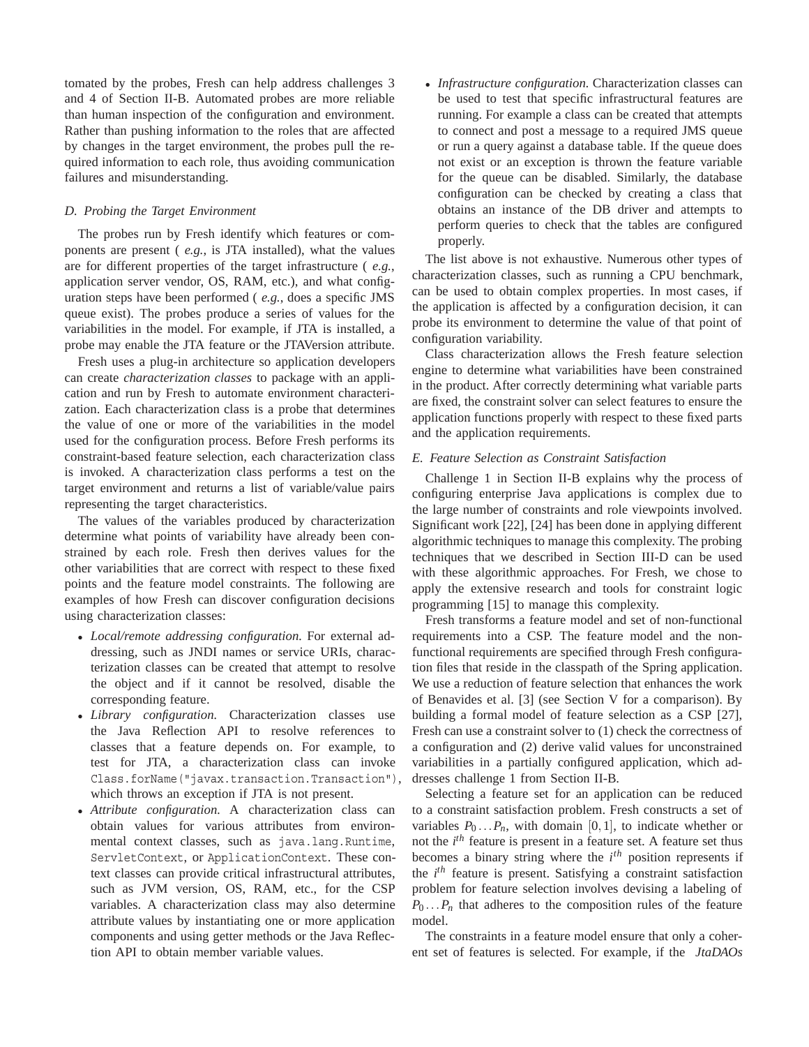tomated by the probes, Fresh can help address challenges 3 and 4 of Section II-B. Automated probes are more reliable than human inspection of the configuration and environment. Rather than pushing information to the roles that are affected by changes in the target environment, the probes pull the required information to each role, thus avoiding communication failures and misunderstanding.

### D. Probing the Target Environment

The probes run by Fresh identify which features or components are present ( *e.g.,* is JTA installed), what the values are for different properties of the target infrastructure ( *e.g.,* application server vendor, OS, RAM, etc.), and what configuration steps have been performed ( *e.g.,* does a specific JMS queue exist). The probes produce a series of values for the variabilities in the model. For example, if JTA is installed, a probe may enable the JTA feature or the JTAVersion attribute.

Fresh uses a plug-in architecture so application developers can create *characterization classes* to package with an application and run by Fresh to automate environment characterization. Each characterization class is a probe that determines the value of one or more of the variabilities in the model used for the configuration process. Before Fresh performs its constraint-based feature selection, each characterization class is invoked. A characterization class performs a test on the target environment and returns a list of variable/value pairs representing the target characteristics.

The values of the variables produced by characterization determine what points of variability have already been constrained by each role. Fresh then derives values for the other variabilities that are correct with respect to these fixed points and the feature model constraints. The following are examples of how Fresh can discover configuration decisions using characterization classes:

- *Local/remote addressing configuration.* For external addressing, such as JNDI names or service URIs, characterization classes can be created that attempt to resolve the object and if it cannot be resolved, disable the corresponding feature.
- *Library configuration.* Characterization classes use the Java Reflection API to resolve references to classes that a feature depends on. For example, to test for JTA, a characterization class can invoke `Class.forName("javax.transaction.Transaction")`, which throws an exception if JTA is not present.
- *Attribute configuration.* A characterization class can obtain values for various attributes from environmental context classes, such as `java.lang.Runtime`, `ServletContext`, or `ApplicationContext`. These context classes can provide critical infrastructural attributes, such as JVM version, OS, RAM, etc., for the CSP variables. A characterization class may also determine attribute values by instantiating one or more application components and using getter methods or the Java Reflection API to obtain member variable values.
- *Infrastructure configuration.* Characterization classes can be used to test that specific infrastructural features are running. For example a class can be created that attempts to connect and post a message to a required JMS queue or run a query against a database table. If the queue does not exist or an exception is thrown the feature variable for the queue can be disabled. Similarly, the database configuration can be checked by creating a class that obtains an instance of the DB driver and attempts to perform queries to check that the tables are configured properly.

The list above is not exhaustive. Numerous other types of characterization classes, such as running a CPU benchmark, can be used to obtain complex properties. In most cases, if the application is affected by a configuration decision, it can probe its environment to determine the value of that point of configuration variability.

Class characterization allows the Fresh feature selection engine to determine what variabilities have been constrained in the product. After correctly determining what variable parts are fixed, the constraint solver can select features to ensure the application functions properly with respect to these fixed parts and the application requirements.

### E. Feature Selection as Constraint Satisfaction

Challenge 1 in Section II-B explains why the process of configuring enterprise Java applications is complex due to the large number of constraints and role viewpoints involved. Significant work [22], [24] has been done in applying different algorithmic techniques to manage this complexity. The probing techniques that we described in Section III-D can be used with these algorithmic approaches. For Fresh, we chose to apply the extensive research and tools for constraint logic programming [15] to manage this complexity.

Fresh transforms a feature model and set of non-functional requirements into a CSP. The feature model and the non-functional requirements are specified through Fresh configuration files that reside in the classpath of the Spring application. We use a reduction of feature selection that enhances the work of Benavides et al. [3] (see Section V for a comparison). By building a formal model of feature selection as a CSP [27], Fresh can use a constraint solver to (1) check the correctness of a configuration and (2) derive valid values for unconstrained variabilities in a partially configured application, which addresses challenge 1 from Section II-B.

Selecting a feature set for an application can be reduced to a constraint satisfaction problem. Fresh constructs a set of variables $P_0 \ldots P_n$, with domain $[0,1]$, to indicate whether or not the $i^{th}$ feature is present in a feature set. A feature set thus becomes a binary string where the $i^{th}$ position represents if the $i^{th}$ feature is present. Satisfying a constraint satisfaction problem for feature selection involves devising a labeling of $P_0 \ldots P_n$ that adheres to the composition rules of the feature model.

The constraints in a feature model ensure that only a coherent set of features is selected. For example, if the *JtaDAOs*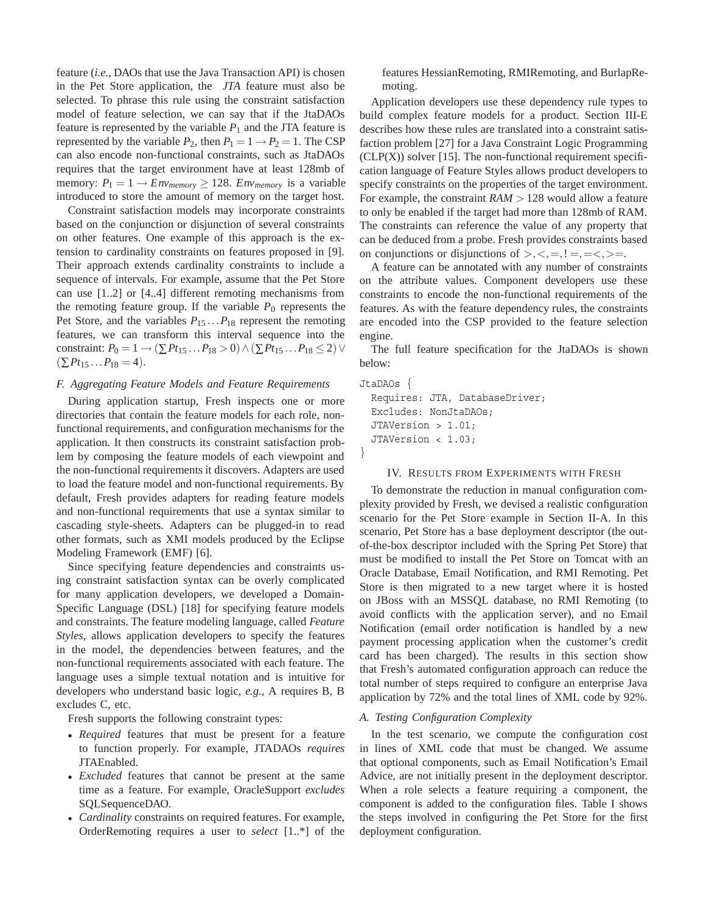feature (*i.e.,* DAOs that use the Java Transaction API) is chosen in the Pet Store application, the *JTA* feature must also be selected. To phrase this rule using the constraint satisfaction model of feature selection, we can say that if the JtaDAOs feature is represented by the variable $P_1$ and the JTA feature is represented by the variable $P_2$, then $P_1 = 1 \rightarrow P_2 = 1$. The CSP can also encode non-functional constraints, such as JtaDAOs requires that the target environment have at least 128mb of memory: $P_1 = 1 \rightarrow Env_{memory} \geq 128$. $Env_{memory}$ is a variable introduced to store the amount of memory on the target host.

Constraint satisfaction models may incorporate constraints based on the conjunction or disjunction of several constraints on other features. One example of this approach is the extension to cardinality constraints on features proposed in [9]. Their approach extends cardinality constraints to include a sequence of intervals. For example, assume that the Pet Store can use [1..2] or [4..4] different remoting mechanisms from the remoting feature group. If the variable $P_0$ represents the Pet Store, and the variables $P_{15} \ldots P_{18}$ represent the remoting features, we can transform this interval sequence into the constraint: $P_0 = 1 \rightarrow (\sum Pt_{15} \ldots P_{18} > 0) \wedge (\sum Pt_{15} \ldots P_{18} \leq 2) \vee (\sum Pt_{15} \ldots P_{18} = 4)$.

### F. Aggregating Feature Models and Feature Requirements

During application startup, Fresh inspects one or more directories that contain the feature models for each role, non-functional requirements, and configuration mechanisms for the application. It then constructs its constraint satisfaction problem by composing the feature models of each viewpoint and the non-functional requirements it discovers. Adapters are used to load the feature model and non-functional requirements. By default, Fresh provides adapters for reading feature models and non-functional requirements that use a syntax similar to cascading style-sheets. Adapters can be plugged-in to read other formats, such as XMI models produced by the Eclipse Modeling Framework (EMF) [6].

Since specifying feature dependencies and constraints using constraint satisfaction syntax can be overly complicated for many application developers, we developed a Domain-Specific Language (DSL) [18] for specifying feature models and constraints. The feature modeling language, called *Feature Styles*, allows application developers to specify the features in the model, the dependencies between features, and the non-functional requirements associated with each feature. The language uses a simple textual notation and is intuitive for developers who understand basic logic, *e.g.,* A requires B, B excludes C, etc.

Fresh supports the following constraint types:

- *Required* features that must be present for a feature to function properly. For example, JTADAOs *requires* JTAEnabled.
- *Excluded* features that cannot be present at the same time as a feature. For example, OracleSupport *excludes* SQLSequenceDAO.
- *Cardinality* constraints on required features. For example, OrderRemoting requires a user to *select* [1..*] of the features HessianRemoting, RMIRemoting, and BurlapRemoting.

Application developers use these dependency rule types to build complex feature models for a product. Section III-E describes how these rules are translated into a constraint satisfaction problem [27] for a Java Constraint Logic Programming (CLP(X)) solver [15]. The non-functional requirement specification language of Feature Styles allows product developers to specify constraints on the properties of the target environment. For example, the constraint $RAM > 128$ would allow a feature to only be enabled if the target had more than 128mb of RAM. The constraints can reference the value of any property that can be deduced from a probe. Fresh provides constraints based on conjunctions or disjunctions of $>, <, =, != , =<, >=$.

A feature can be annotated with any number of constraints on the attribute values. Component developers use these constraints to encode the non-functional requirements of the features. As with the feature dependency rules, the constraints are encoded into the CSP provided to the feature selection engine.

The full feature specification for the JtaDAOs is shown below:

```
JtaDAOs {
  Requires: JTA, DatabaseDriver;
  Excludes: NonJtaDAOs;
  JTAVersion > 1.01;
  JTAVersion < 1.03;
}
```

## IV. Results from Experiments with Fresh

To demonstrate the reduction in manual configuration complexity provided by Fresh, we devised a realistic configuration scenario for the Pet Store example in Section II-A. In this scenario, Pet Store has a base deployment descriptor (the out-of-the-box descriptor included with the Spring Pet Store) that must be modified to install the Pet Store on Tomcat with an Oracle Database, Email Notification, and RMI Remoting. Pet Store is then migrated to a new target where it is hosted on JBoss with an MSSQL database, no RMI Remoting (to avoid conflicts with the application server), and no Email Notification (email order notification is handled by a new payment processing application when the customer's credit card has been charged). The results in this section show that Fresh's automated configuration approach can reduce the total number of steps required to configure an enterprise Java application by 72% and the total lines of XML code by 92%.

### A. Testing Configuration Complexity

In the test scenario, we compute the configuration cost in lines of XML code that must be changed. We assume that optional components, such as Email Notification's Email Advice, are not initially present in the deployment descriptor. When a role selects a feature requiring a component, the component is added to the configuration files. Table I shows the steps involved in configuring the Pet Store for the first deployment configuration.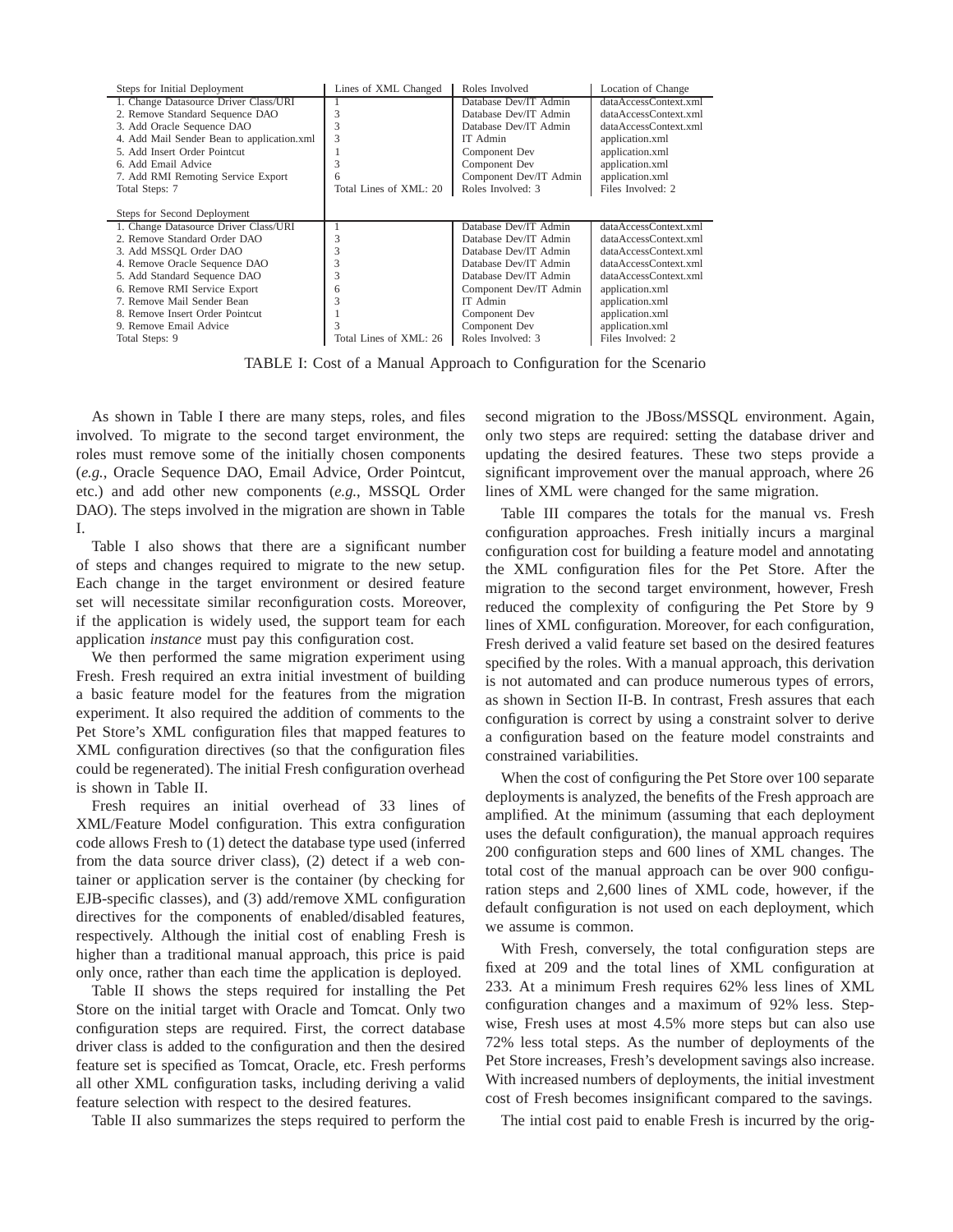| Steps for Initial Deployment | Lines of XML Changed | Roles Involved | Location of Change |
|---|---|---|---|
| 1. Change Datasource Driver Class/URI | 1 | Database Dev/IT Admin | dataAccessContext.xml |
| 2. Remove Standard Sequence DAO | 3 | Database Dev/IT Admin | dataAccessContext.xml |
| 3. Add Oracle Sequence DAO | 3 | Database Dev/IT Admin | dataAccessContext.xml |
| 4. Add Mail Sender Bean to application.xml | 3 | IT Admin | application.xml |
| 5. Add Insert Order Pointcut | 1 | Component Dev | application.xml |
| 6. Add Email Advice | 3 | Component Dev | application.xml |
| 7. Add RMI Remoting Service Export | 6 | Component Dev/IT Admin | application.xml |
| Total Steps: 7 | Total Lines of XML: 20 | Roles Involved: 3 | Files Involved: 2 |
| Steps for Second Deployment | | | |
| 1. Change Datasource Driver Class/URI | 1 | Database Dev/IT Admin | dataAccessContext.xml |
| 2. Remove Standard Order DAO | 3 | Database Dev/IT Admin | dataAccessContext.xml |
| 3. Add MSSQL Order DAO | 3 | Database Dev/IT Admin | dataAccessContext.xml |
| 4. Remove Oracle Sequence DAO | 3 | Database Dev/IT Admin | dataAccessContext.xml |
| 5. Add Standard Sequence DAO | 3 | Database Dev/IT Admin | dataAccessContext.xml |
| 6. Remove RMI Service Export | 6 | Component Dev/IT Admin | application.xml |
| 7. Remove Mail Sender Bean | 3 | IT Admin | application.xml |
| 8. Remove Insert Order Pointcut | 1 | Component Dev | application.xml |
| 9. Remove Email Advice | 3 | Component Dev | application.xml |
| Total Steps: 9 | Total Lines of XML: 26 | Roles Involved: 3 | Files Involved: 2 |

TABLE I: Cost of a Manual Approach to Configuration for the Scenario

As shown in Table I there are many steps, roles, and files involved. To migrate to the second target environment, the roles must remove some of the initially chosen components (*e.g.*, Oracle Sequence DAO, Email Advice, Order Pointcut, etc.) and add other new components (*e.g.*, MSSQL Order DAO). The steps involved in the migration are shown in Table I.

Table I also shows that there are a significant number of steps and changes required to migrate to the new setup. Each change in the target environment or desired feature set will necessitate similar reconfiguration costs. Moreover, if the application is widely used, the support team for each application *instance* must pay this configuration cost.

We then performed the same migration experiment using Fresh. Fresh required an extra initial investment of building a basic feature model for the features from the migration experiment. It also required the addition of comments to the Pet Store's XML configuration files that mapped features to XML configuration directives (so that the configuration files could be regenerated). The initial Fresh configuration overhead is shown in Table II.

Fresh requires an initial overhead of 33 lines of XML/Feature Model configuration. This extra configuration code allows Fresh to (1) detect the database type used (inferred from the data source driver class), (2) detect if a web container or application server is the container (by checking for EJB-specific classes), and (3) add/remove XML configuration directives for the components of enabled/disabled features, respectively. Although the initial cost of enabling Fresh is higher than a traditional manual approach, this price is paid only once, rather than each time the application is deployed.

Table II shows the steps required for installing the Pet Store on the initial target with Oracle and Tomcat. Only two configuration steps are required. First, the correct database driver class is added to the configuration and then the desired feature set is specified as Tomcat, Oracle, etc. Fresh performs all other XML configuration tasks, including deriving a valid feature selection with respect to the desired features.

Table II also summarizes the steps required to perform the second migration to the JBoss/MSSQL environment. Again, only two steps are required: setting the database driver and updating the desired features. These two steps provide a significant improvement over the manual approach, where 26 lines of XML were changed for the same migration.

Table III compares the totals for the manual vs. Fresh configuration approaches. Fresh initially incurs a marginal configuration cost for building a feature model and annotating the XML configuration files for the Pet Store. After the migration to the second target environment, however, Fresh reduced the complexity of configuring the Pet Store by 9 lines of XML configuration. Moreover, for each configuration, Fresh derived a valid feature set based on the desired features specified by the roles. With a manual approach, this derivation is not automated and can produce numerous types of errors, as shown in Section II-B. In contrast, Fresh assures that each configuration is correct by using a constraint solver to derive a configuration based on the feature model constraints and constrained variabilities.

When the cost of configuring the Pet Store over 100 separate deployments is analyzed, the benefits of the Fresh approach are amplified. At the minimum (assuming that each deployment uses the default configuration), the manual approach requires 200 configuration steps and 600 lines of XML changes. The total cost of the manual approach can be over 900 configuration steps and 2,600 lines of XML code, however, if the default configuration is not used on each deployment, which we assume is common.

With Fresh, conversely, the total configuration steps are fixed at 209 and the total lines of XML configuration at 233. At a minimum Fresh requires 62% less lines of XML configuration changes and a maximum of 92% less. Step-wise, Fresh uses at most 4.5% more steps but can also use 72% less total steps. As the number of deployments of the Pet Store increases, Fresh's development savings also increase. With increased numbers of deployments, the initial investment cost of Fresh becomes insignificant compared to the savings.

The intial cost paid to enable Fresh is incurred by the orig-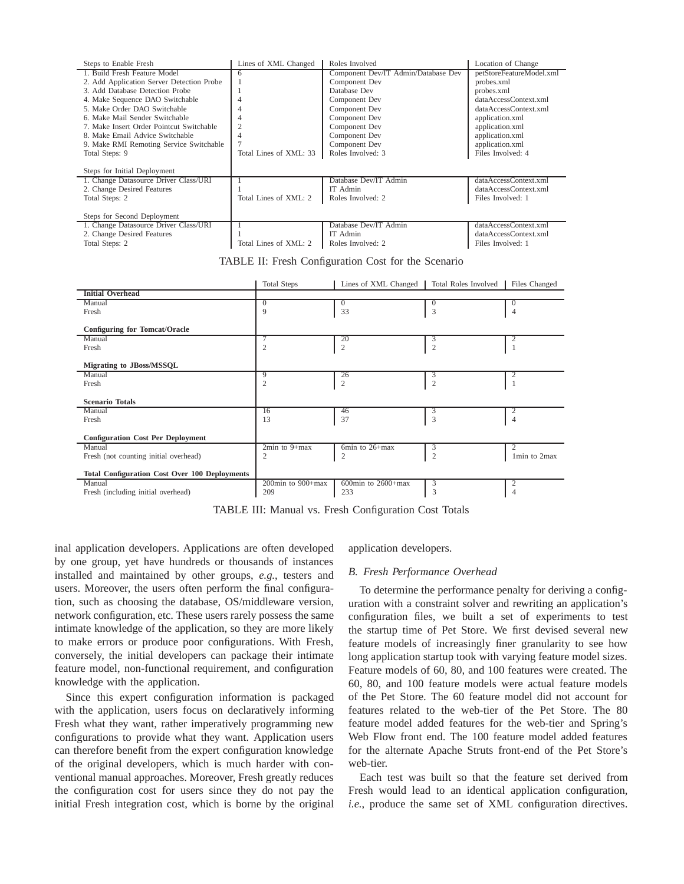| Steps to Enable Fresh | Lines of XML Changed | Roles Involved | Location of Change |
|---|---|---|---|
| 1. Build Fresh Feature Model | 6 | Component Dev/IT Admin/Database Dev | petStoreFeatureModel.xml |
| 2. Add Application Server Detection Probe | 1 | Component Dev | probes.xml |
| 3. Add Database Detection Probe | 1 | Database Dev | probes.xml |
| 4. Make Sequence DAO Switchable | 4 | Component Dev | dataAccessContext.xml |
| 5. Make Order DAO Switchable | 4 | Component Dev | dataAccessContext.xml |
| 6. Make Mail Sender Switchable | 4 | Component Dev | application.xml |
| 7. Make Insert Order Pointcut Switchable | 2 | Component Dev | application.xml |
| 8. Make Email Advice Switchable | 4 | Component Dev | application.xml |
| 9. Make RMI Remoting Service Switchable | 7 | Component Dev | application.xml |
| Total Steps: 9 | Total Lines of XML: 33 | Roles Involved: 3 | Files Involved: 4 |
| Steps for Initial Deployment | | | |
| 1. Change Datasource Driver Class/URI | 1 | Database Dev/IT Admin | dataAccessContext.xml |
| 2. Change Desired Features | 1 | IT Admin | dataAccessContext.xml |
| Total Steps: 2 | Total Lines of XML: 2 | Roles Involved: 2 | Files Involved: 1 |
| Steps for Second Deployment | | | |
| 1. Change Datasource Driver Class/URI | 1 | Database Dev/IT Admin | dataAccessContext.xml |
| 2. Change Desired Features | 1 | IT Admin | dataAccessContext.xml |
| Total Steps: 2 | Total Lines of XML: 2 | Roles Involved: 2 | Files Involved: 1 |

TABLE II: Fresh Configuration Cost for the Scenario

| | Total Steps | Lines of XML Changed | Total Roles Involved | Files Changed |
|---|---|---|---|---|
| **Initial Overhead** | | | | |
| Manual | 0 | 0 | 0 | 0 |
| Fresh | 9 | 33 | 3 | 4 |
| **Configuring for Tomcat/Oracle** | | | | |
| Manual | 7 | 20 | 3 | 2 |
| Fresh | 2 | 2 | 2 | 1 |
| **Migrating to JBoss/MSSQL** | | | | |
| Manual | 9 | 26 | 3 | 2 |
| Fresh | 2 | 2 | 2 | 1 |
| **Scenario Totals** | | | | |
| Manual | 16 | 46 | 3 | 2 |
| Fresh | 13 | 37 | 3 | 4 |
| **Configuration Cost Per Deployment** | | | | |
| Manual | 2min to 9+max | 6min to 26+max | 3 | 2 |
| Fresh (not counting initial overhead) | 2 | 2 | 2 | 1min to 2max |
| **Total Configuration Cost Over 100 Deployments** | | | | |
| Manual | 200min to 900+max | 600min to 2600+max | 3 | 2 |
| Fresh (including initial overhead) | 209 | 233 | 3 | 4 |

TABLE III: Manual vs. Fresh Configuration Cost Totals

inal application developers. Applications are often developed by one group, yet have hundreds or thousands of instances installed and maintained by other groups, *e.g.*, testers and users. Moreover, the users often perform the final configuration, such as choosing the database, OS/middleware version, network configuration, etc. These users rarely possess the same intimate knowledge of the application, so they are more likely to make errors or produce poor configurations. With Fresh, conversely, the initial developers can package their intimate feature model, non-functional requirement, and configuration knowledge with the application.

Since this expert configuration information is packaged with the application, users focus on declaratively informing Fresh what they want, rather imperatively programming new configurations to provide what they want. Application users can therefore benefit from the expert configuration knowledge of the original developers, which is much harder with conventional manual approaches. Moreover, Fresh greatly reduces the configuration cost for users since they do not pay the initial Fresh integration cost, which is borne by the original application developers.

### *B. Fresh Performance Overhead*

To determine the performance penalty for deriving a configuration with a constraint solver and rewriting an application's configuration files, we built a set of experiments to test the startup time of Pet Store. We first devised several new feature models of increasingly finer granularity to see how long application startup took with varying feature model sizes. Feature models of 60, 80, and 100 features were created. The 60, 80, and 100 feature models were actual feature models of the Pet Store. The 60 feature model did not account for features related to the web-tier of the Pet Store. The 80 feature model added features for the web-tier and Spring's Web Flow front end. The 100 feature model added features for the alternate Apache Struts front-end of the Pet Store's web-tier.

Each test was built so that the feature set derived from Fresh would lead to an identical application configuration, *i.e.*, produce the same set of XML configuration directives.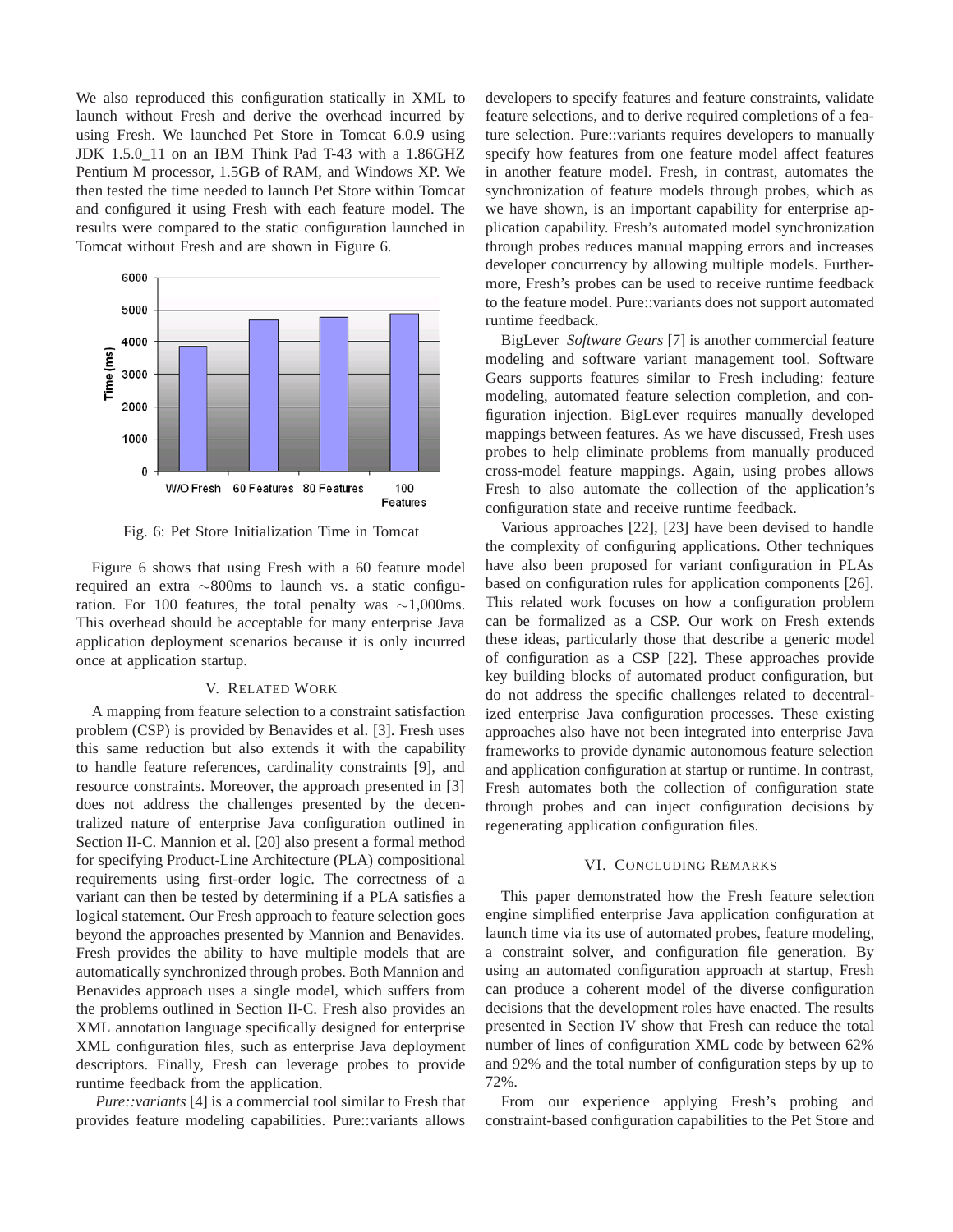We also reproduced this configuration statically in XML to launch without Fresh and derive the overhead incurred by using Fresh. We launched Pet Store in Tomcat 6.0.9 using JDK 1.5.0_11 on an IBM Think Pad T-43 with a 1.86GHZ Pentium M processor, 1.5GB of RAM, and Windows XP. We then tested the time needed to launch Pet Store within Tomcat and configured it using Fresh with each feature model. The results were compared to the static configuration launched in Tomcat without Fresh and are shown in Figure 6.

Fig. 6: Pet Store Initialization Time in Tomcat

Figure 6 shows that using Fresh with a 60 feature model required an extra ∼800ms to launch vs. a static configuration. For 100 features, the total penalty was ∼1,000ms. This overhead should be acceptable for many enterprise Java application deployment scenarios because it is only incurred once at application startup.

## V. Related Work

A mapping from feature selection to a constraint satisfaction problem (CSP) is provided by Benavides et al. [3]. Fresh uses this same reduction but also extends it with the capability to handle feature references, cardinality constraints [9], and resource constraints. Moreover, the approach presented in [3] does not address the challenges presented by the decentralized nature of enterprise Java configuration outlined in Section II-C. Mannion et al. [20] also present a formal method for specifying Product-Line Architecture (PLA) compositional requirements using first-order logic. The correctness of a variant can then be tested by determining if a PLA satisfies a logical statement. Our Fresh approach to feature selection goes beyond the approaches presented by Mannion and Benavides. Fresh provides the ability to have multiple models that are automatically synchronized through probes. Both Mannion and Benavides approach uses a single model, which suffers from the problems outlined in Section II-C. Fresh also provides an XML annotation language specifically designed for enterprise XML configuration files, such as enterprise Java deployment descriptors. Finally, Fresh can leverage probes to provide runtime feedback from the application.

*Pure::variants* [4] is a commercial tool similar to Fresh that provides feature modeling capabilities. Pure::variants allows developers to specify features and feature constraints, validate feature selections, and to derive required completions of a feature selection. Pure::variants requires developers to manually specify how features from one feature model affect features in another feature model. Fresh, in contrast, automates the synchronization of feature models through probes, which as we have shown, is an important capability for enterprise application capability. Fresh's automated model synchronization through probes reduces manual mapping errors and increases developer concurrency by allowing multiple models. Furthermore, Fresh's probes can be used to receive runtime feedback to the feature model. Pure::variants does not support automated runtime feedback.

BigLever *Software Gears* [7] is another commercial feature modeling and software variant management tool. Software Gears supports features similar to Fresh including: feature modeling, automated feature selection completion, and configuration injection. BigLever requires manually developed mappings between features. As we have discussed, Fresh uses probes to help eliminate problems from manually produced cross-model feature mappings. Again, using probes allows Fresh to also automate the collection of the application's configuration state and receive runtime feedback.

Various approaches [22], [23] have been devised to handle the complexity of configuring applications. Other techniques have also been proposed for variant configuration in PLAs based on configuration rules for application components [26]. This related work focuses on how a configuration problem can be formalized as a CSP. Our work on Fresh extends these ideas, particularly those that describe a generic model of configuration as a CSP [22]. These approaches provide key building blocks of automated product configuration, but do not address the specific challenges related to decentralized enterprise Java configuration processes. These existing approaches also have not been integrated into enterprise Java frameworks to provide dynamic autonomous feature selection and application configuration at startup or runtime. In contrast, Fresh automates both the collection of configuration state through probes and can inject configuration decisions by regenerating application configuration files.

## VI. Concluding Remarks

This paper demonstrated how the Fresh feature selection engine simplified enterprise Java application configuration at launch time via its use of automated probes, feature modeling, a constraint solver, and configuration file generation. By using an automated configuration approach at startup, Fresh can produce a coherent model of the diverse configuration decisions that the development roles have enacted. The results presented in Section IV show that Fresh can reduce the total number of lines of configuration XML code by between 62% and 92% and the total number of configuration steps by up to 72%.

From our experience applying Fresh's probing and constraint-based configuration capabilities to the Pet Store and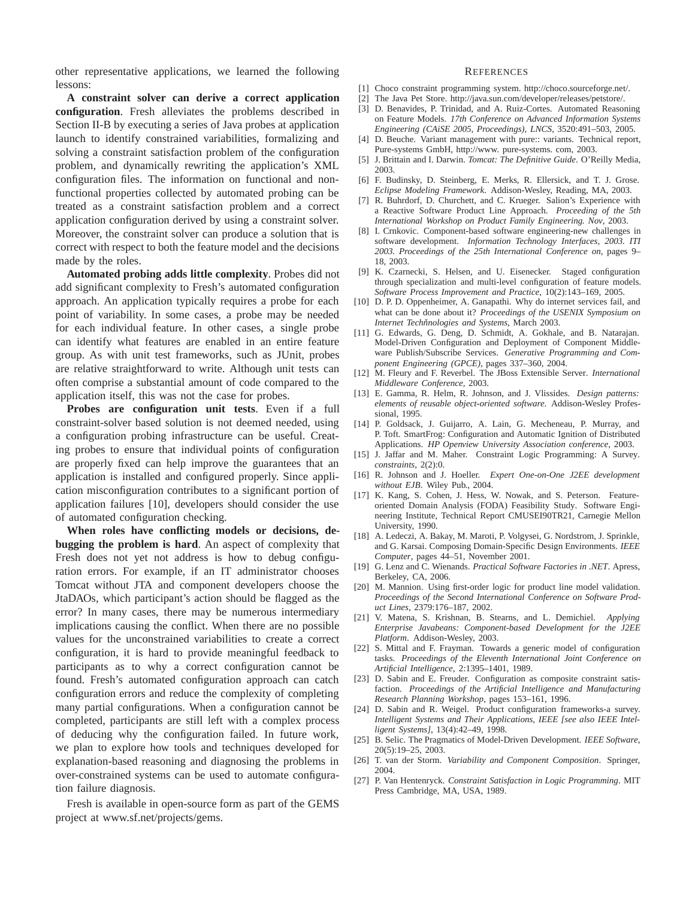other representative applications, we learned the following lessons:

**A constraint solver can derive a correct application configuration**. Fresh alleviates the problems described in Section II-B by executing a series of Java probes at application launch to identify constrained variabilities, formalizing and solving a constraint satisfaction problem of the configuration problem, and dynamically rewriting the application's XML configuration files. The information on functional and non-functional properties collected by automated probing can be treated as a constraint satisfaction problem and a correct application configuration derived by using a constraint solver. Moreover, the constraint solver can produce a solution that is correct with respect to both the feature model and the decisions made by the roles.

**Automated probing adds little complexity**. Probes did not add significant complexity to Fresh's automated configuration approach. An application typically requires a probe for each point of variability. In some cases, a probe may be needed for each individual feature. In other cases, a single probe can identify what features are enabled in an entire feature group. As with unit test frameworks, such as JUnit, probes are relative straightforward to write. Although unit tests can often comprise a substantial amount of code compared to the application itself, this was not the case for probes.

**Probes are configuration unit tests**. Even if a full constraint-solver based solution is not deemed needed, using a configuration probing infrastructure can be useful. Creating probes to ensure that individual points of configuration are properly fixed can help improve the guarantees that an application is installed and configured properly. Since application misconfiguration contributes to a significant portion of application failures [10], developers should consider the use of automated configuration checking.

**When roles have conflicting models or decisions, debugging the problem is hard**. An aspect of complexity that Fresh does not yet not address is how to debug configuration errors. For example, if an IT administrator chooses Tomcat without JTA and component developers choose the JtaDAOs, which participant's action should be flagged as the error? In many cases, there may be numerous intermediary implications causing the conflict. When there are no possible values for the unconstrained variabilities to create a correct configuration, it is hard to provide meaningful feedback to participants as to why a correct configuration cannot be found. Fresh's automated configuration approach can catch configuration errors and reduce the complexity of completing many partial configurations. When a configuration cannot be completed, participants are still left with a complex process of deducing why the configuration failed. In future work, we plan to explore how tools and techniques developed for explanation-based reasoning and diagnosing the problems in over-constrained systems can be used to automate configuration failure diagnosis.

Fresh is available in open-source form as part of the GEMS project at www.sf.net/projects/gems.

## References

[1] Choco constraint programming system. http://choco.sourceforge.net/.

[2] The Java Pet Store. http://java.sun.com/developer/releases/petstore/.

[3] D. Benavides, P. Trinidad, and A. Ruiz-Cortes. Automated Reasoning on Feature Models. *17th Conference on Advanced Information Systems Engineering (CAiSE 2005, Proceedings), LNCS*, 3520:491–503, 2005.

[4] D. Beuche. Variant management with pure:: variants. Technical report, Pure-systems GmbH, http://www. pure-systems. com, 2003.

[5] J. Brittain and I. Darwin. *Tomcat: The Definitive Guide*. O'Reilly Media, 2003.

[6] F. Budinsky, D. Steinberg, E. Merks, R. Ellersick, and T. J. Grose. *Eclipse Modeling Framework*. Addison-Wesley, Reading, MA, 2003.

[7] R. Buhrdorf, D. Churchett, and C. Krueger. Salion's Experience with a Reactive Software Product Line Approach. *Proceeding of the 5th International Workshop on Product Family Engineering. Nov*, 2003.

[8] I. Crnkovic. Component-based software engineering-new challenges in software development. *Information Technology Interfaces, 2003. ITI 2003. Proceedings of the 25th International Conference on*, pages 9–18, 2003.

[9] K. Czarnecki, S. Helsen, and U. Eisenecker. Staged configuration through specialization and multi-level configuration of feature models. *Software Process Improvement and Practice*, 10(2):143–169, 2005.

[10] D. P. D. Oppenheimer, A. Ganapathi. Why do internet services fail, and what can be done about it? *Proceedings of the USENIX Symposium on Internet Techňnologies and Systems*, March 2003.

[11] G. Edwards, G. Deng, D. Schmidt, A. Gokhale, and B. Natarajan. Model-Driven Configuration and Deployment of Component Middleware Publish/Subscribe Services. *Generative Programming and Component Engineering (GPCE)*, pages 337–360, 2004.

[12] M. Fleury and F. Reverbel. The JBoss Extensible Server. *International Middleware Conference*, 2003.

[13] E. Gamma, R. Helm, R. Johnson, and J. Vlissides. *Design patterns: elements of reusable object-oriented software.* Addison-Wesley Professional, 1995.

[14] P. Goldsack, J. Guijarro, A. Lain, G. Mecheneau, P. Murray, and P. Toft. SmartFrog: Configuration and Automatic Ignition of Distributed Applications. *HP Openview University Association conference*, 2003.

[15] J. Jaffar and M. Maher. Constraint Logic Programming: A Survey. *constraints*, 2(2):0.

[16] R. Johnson and J. Hoeller. *Expert One-on-One J2EE development without EJB*. Wiley Pub., 2004.

[17] K. Kang, S. Cohen, J. Hess, W. Nowak, and S. Peterson. Feature-oriented Domain Analysis (FODA) Feasibility Study. Software Engineering Institute, Technical Report CMUSEI90TR21, Carnegie Mellon University, 1990.

[18] A. Ledeczi, A. Bakay, M. Maroti, P. Volgysei, G. Nordstrom, J. Sprinkle, and G. Karsai. Composing Domain-Specific Design Environments. *IEEE Computer*, pages 44–51, November 2001.

[19] G. Lenz and C. Wienands. *Practical Software Factories in .NET*. Apress, Berkeley, CA, 2006.

[20] M. Mannion. Using first-order logic for product line model validation. *Proceedings of the Second International Conference on Software Product Lines*, 2379:176–187, 2002.

[21] V. Matena, S. Krishnan, B. Stearns, and L. Demichiel. *Applying Enterprise Javabeans: Component-based Development for the J2EE Platform*. Addison-Wesley, 2003.

[22] S. Mittal and F. Frayman. Towards a generic model of configuration tasks. *Proceedings of the Eleventh International Joint Conference on Artificial Intelligence*, 2:1395–1401, 1989.

[23] D. Sabin and E. Freuder. Configuration as composite constraint satisfaction. *Proceedings of the Artificial Intelligence and Manufacturing Research Planning Workshop*, pages 153–161, 1996.

[24] D. Sabin and R. Weigel. Product configuration frameworks-a survey. *Intelligent Systems and Their Applications, IEEE [see also IEEE Intelligent Systems]*, 13(4):42–49, 1998.

[25] B. Selic. The Pragmatics of Model-Driven Development. *IEEE Software*, 20(5):19–25, 2003.

[26] T. van der Storm. *Variability and Component Composition*. Springer, 2004.

[27] P. Van Hentenryck. *Constraint Satisfaction in Logic Programming*. MIT Press Cambridge, MA, USA, 1989.